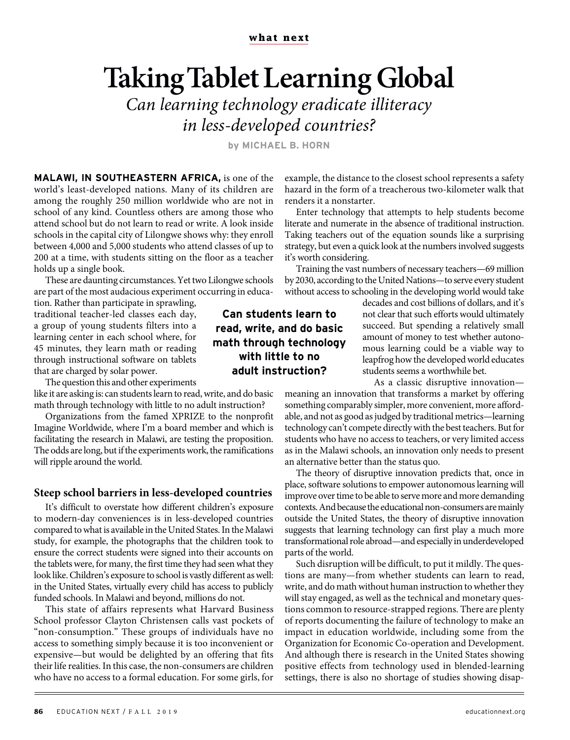what next

# Taking Tablet Learning Global

*Can learning technology eradicate illiteracy in less-developed countries?*

by MICHAEL B. HORN

**MALAWI, IN SOUTHEASTERN AFRICA,** is one of the world's least-developed nations. Many of its children are among the roughly 250 million worldwide who are not in school of any kind. Countless others are among those who attend school but do not learn to read or write. A look inside schools in the capital city of Lilongwe shows why: they enroll between 4,000 and 5,000 students who attend classes of up to 200 at a time, with students sitting on the floor as a teacher holds up a single book.

These are daunting circumstances. Yet two Lilongwe schools are part of the most audacious experiment occurring in education. Rather than participate in sprawling, traditional teacher-led classes each day, a group of young students filters into a learning center in each school where, for 45 minutes, they learn math or reading through instructional software on tablets that are charged by solar power.

The question this and other experiments like it are asking is: can students learn to read, write, and do basic math through technology with little to no adult instruction?

Organizations from the famed XPRIZE to the nonprofit Imagine Worldwide, where I'm a board member and which is facilitating the research in Malawi, are testing the proposition. The odds are long, but if the experiments work, the ramifications will ripple around the world.

## Steep school barriers in less-developed countries

It's difficult to overstate how different children's exposure to modern-day conveniences is in less-developed countries compared to what is available in the United States. In the Malawi study, for example, the photographs that the children took to ensure the correct students were signed into their accounts on the tablets were, for many, the first time they had seen what they look like. Children's exposure to school is vastly different as well: in the United States, virtually every child has access to publicly funded schools. In Malawi and beyond, millions do not.

This state of affairs represents what Harvard Business School professor Clayton Christensen calls vast pockets of "non-consumption." These groups of individuals have no access to something simply because it is too inconvenient or expensive—but would be delighted by an offering that fits their life realities. In this case, the non-consumers are children who have no access to a formal education. For some girls, for example, the distance to the closest school represents a safety hazard in the form of a treacherous two-kilometer walk that renders it a nonstarter.

Enter technology that attempts to help students become literate and numerate in the absence of traditional instruction. Taking teachers out of the equation sounds like a surprising strategy, but even a quick look at the numbers involved suggests it's worth considering.

Training the vast numbers of necessary teachers—69 million by 2030, according to the United Nations—to serve every student without access to schooling in the developing world would take decades and cost billions of dollars, and it's not clear that such efforts would ultimately succeed. But spending a relatively small amount of money to test whether autonomous learning could be a viable way to leapfrog how the developed world educates students seems a worthwhile bet.

**Can students learn to read, write, and do basic math through technology with little to no adult instruction?**

As a classic disruptive innovation—meaning an innovation that transforms a market by offering something comparably simpler, more convenient, more affordable, and not as good as judged by traditional metrics—learning technology can't compete directly with the best teachers. But for students who have no access to teachers, or very limited access as in the Malawi schools, an innovation only needs to present an alternative better than the status quo.

The theory of disruptive innovation predicts that, once in place, software solutions to empower autonomous learning will improve over time to be able to serve more and more demanding contexts. And because the educational non-consumers are mainly outside the United States, the theory of disruptive innovation suggests that learning technology can first play a much more transformational role abroad—and especially in underdeveloped parts of the world.

Such disruption will be difficult, to put it mildly. The questions are many—from whether students can learn to read, write, and do math without human instruction to whether they will stay engaged, as well as the technical and monetary questions common to resource-strapped regions. There are plenty of reports documenting the failure of technology to make an impact in education worldwide, including some from the Organization for Economic Co-operation and Development. And although there is research in the United States showing positive effects from technology used in blended-learning settings, there is also no shortage of studies showing disap-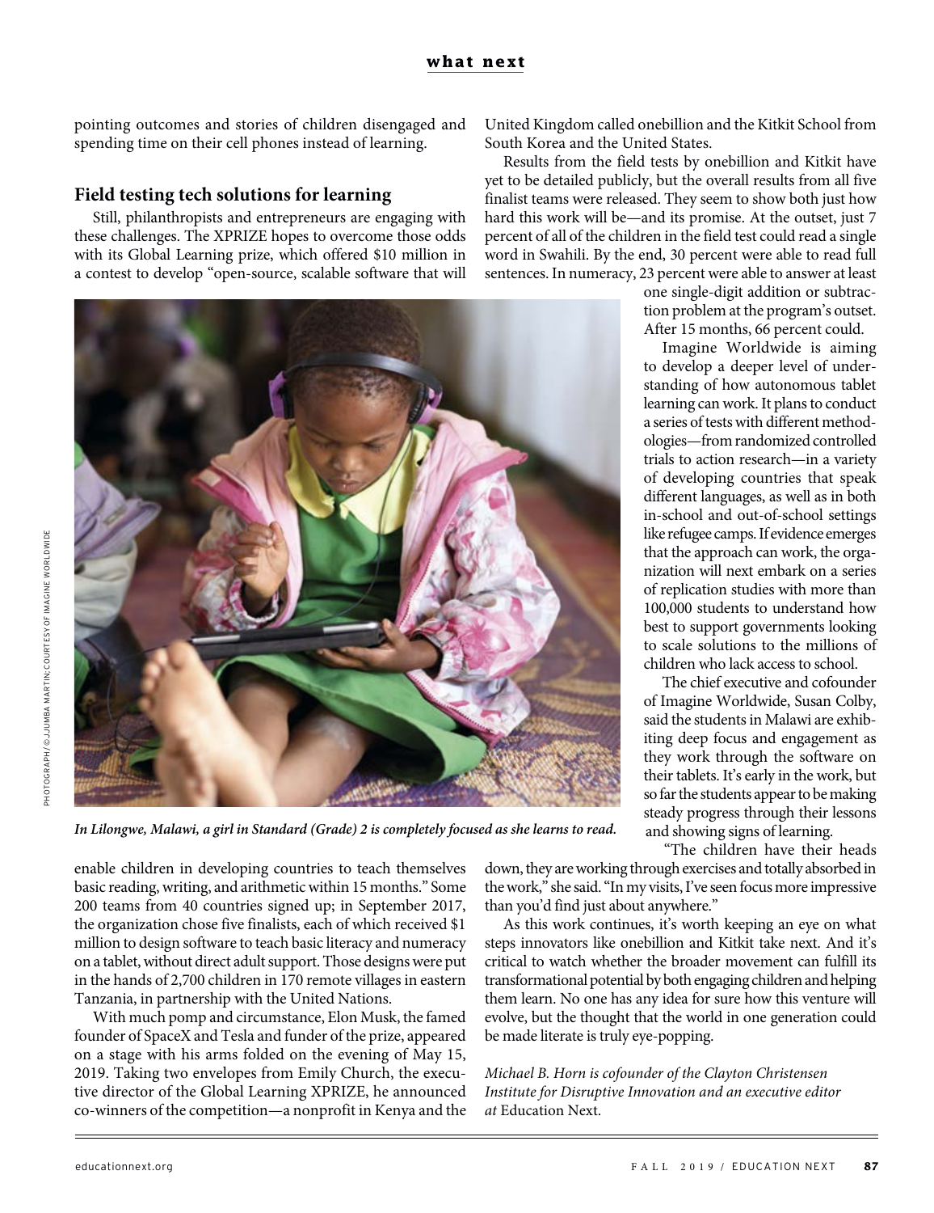pointing outcomes and stories of children disengaged and spending time on their cell phones instead of learning.

## Field testing tech solutions for learning

Still, philanthropists and entrepreneurs are engaging with these challenges. The XPRIZE hopes to overcome those odds with its Global Learning prize, which offered $10 million in a contest to develop "open-source, scalable software that will enable children in developing countries to teach themselves basic reading, writing, and arithmetic within 15 months." Some 200 teams from 40 countries signed up; in September 2017, the organization chose five finalists, each of which received $1 million to design software to teach basic literacy and numeracy on a tablet, without direct adult support. Those designs were put in the hands of 2,700 children in 170 remote villages in eastern Tanzania, in partnership with the United Nations.

With much pomp and circumstance, Elon Musk, the famed founder of SpaceX and Tesla and funder of the prize, appeared on a stage with his arms folded on the evening of May 15, 2019. Taking two envelopes from Emily Church, the executive director of the Global Learning XPRIZE, he announced co-winners of the competition—a nonprofit in Kenya and the United Kingdom called onebillion and the Kitkit School from South Korea and the United States.

*In Lilongwe, Malawi, a girl in Standard (Grade) 2 is completely focused as she learns to read.*

PHOTOGRAPH / ©JJUMBA MARTIN; COURTESY OF IMAGINE WORLDWIDE

Results from the field tests by onebillion and Kitkit have yet to be detailed publicly, but the overall results from all five finalist teams were released. They seem to show both just how hard this work will be—and its promise. At the outset, just 7 percent of all of the children in the field test could read a single word in Swahili. By the end, 30 percent were able to read full sentences. In numeracy, 23 percent were able to answer at least one single-digit addition or subtraction problem at the program's outset. After 15 months, 66 percent could.

Imagine Worldwide is aiming to develop a deeper level of understanding of how autonomous tablet learning can work. It plans to conduct a series of tests with different methodologies—from randomized controlled trials to action research—in a variety of developing countries that speak different languages, as well as in both in-school and out-of-school settings like refugee camps. If evidence emerges that the approach can work, the organization will next embark on a series of replication studies with more than 100,000 students to understand how best to support governments looking to scale solutions to the millions of children who lack access to school.

The chief executive and cofounder of Imagine Worldwide, Susan Colby, said the students in Malawi are exhibiting deep focus and engagement as they work through the software on their tablets. It's early in the work, but so far the students appear to be making steady progress through their lessons and showing signs of learning.

"The children have their heads down, they are working through exercises and totally absorbed in the work," she said. "In my visits, I've seen focus more impressive than you'd find just about anywhere."

As this work continues, it's worth keeping an eye on what steps innovators like onebillion and Kitkit take next. And it's critical to watch whether the broader movement can fulfill its transformational potential by both engaging children and helping them learn. No one has any idea for sure how this venture will evolve, but the thought that the world in one generation could be made literate is truly eye-popping.

*Michael B. Horn is cofounder of the Clayton Christensen Institute for Disruptive Innovation and an executive editor at* Education Next.